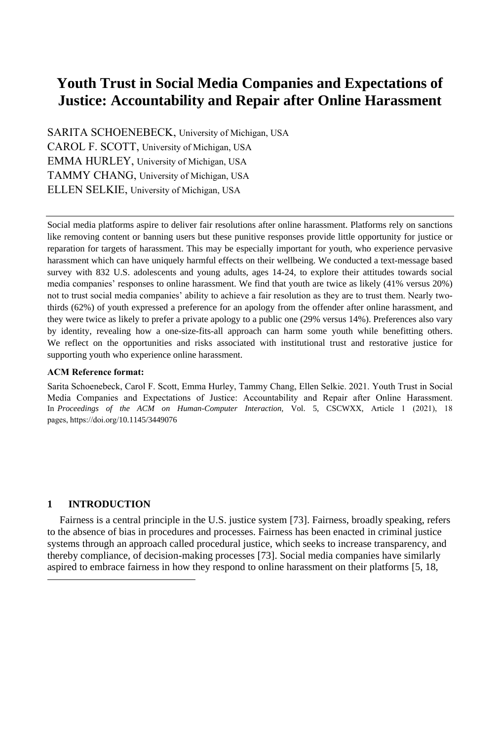# Youth Trust in Social Media Companies and Expectations of Justice: Accountability and Repair after Online Harassment

SARITA SCHOENEBECK, University of Michigan, USA
CAROL F. SCOTT, University of Michigan, USA
EMMA HURLEY, University of Michigan, USA
TAMMY CHANG, University of Michigan, USA
ELLEN SELKIE, University of Michigan, USA

Social media platforms aspire to deliver fair resolutions after online harassment. Platforms rely on sanctions like removing content or banning users but these punitive responses provide little opportunity for justice or reparation for targets of harassment. This may be especially important for youth, who experience pervasive harassment which can have uniquely harmful effects on their wellbeing. We conducted a text-message based survey with 832 U.S. adolescents and young adults, ages 14-24, to explore their attitudes towards social media companies' responses to online harassment. We find that youth are twice as likely (41% versus 20%) not to trust social media companies' ability to achieve a fair resolution as they are to trust them. Nearly two-thirds (62%) of youth expressed a preference for an apology from the offender after online harassment, and they were twice as likely to prefer a private apology to a public one (29% versus 14%). Preferences also vary by identity, revealing how a one-size-fits-all approach can harm some youth while benefitting others. We reflect on the opportunities and risks associated with institutional trust and restorative justice for supporting youth who experience online harassment.

**ACM Reference format:**

Sarita Schoenebeck, Carol F. Scott, Emma Hurley, Tammy Chang, Ellen Selkie. 2021. Youth Trust in Social Media Companies and Expectations of Justice: Accountability and Repair after Online Harassment. In *Proceedings of the ACM on Human-Computer Interaction,* Vol. 5, CSCWXX, Article 1 (2021), 18 pages, https://doi.org/10.1145/3449076

## 1 INTRODUCTION

Fairness is a central principle in the U.S. justice system [73]. Fairness, broadly speaking, refers to the absence of bias in procedures and processes. Fairness has been enacted in criminal justice systems through an approach called procedural justice, which seeks to increase transparency, and thereby compliance, of decision-making processes [73]. Social media companies have similarly aspired to embrace fairness in how they respond to online harassment on their platforms [5, 18,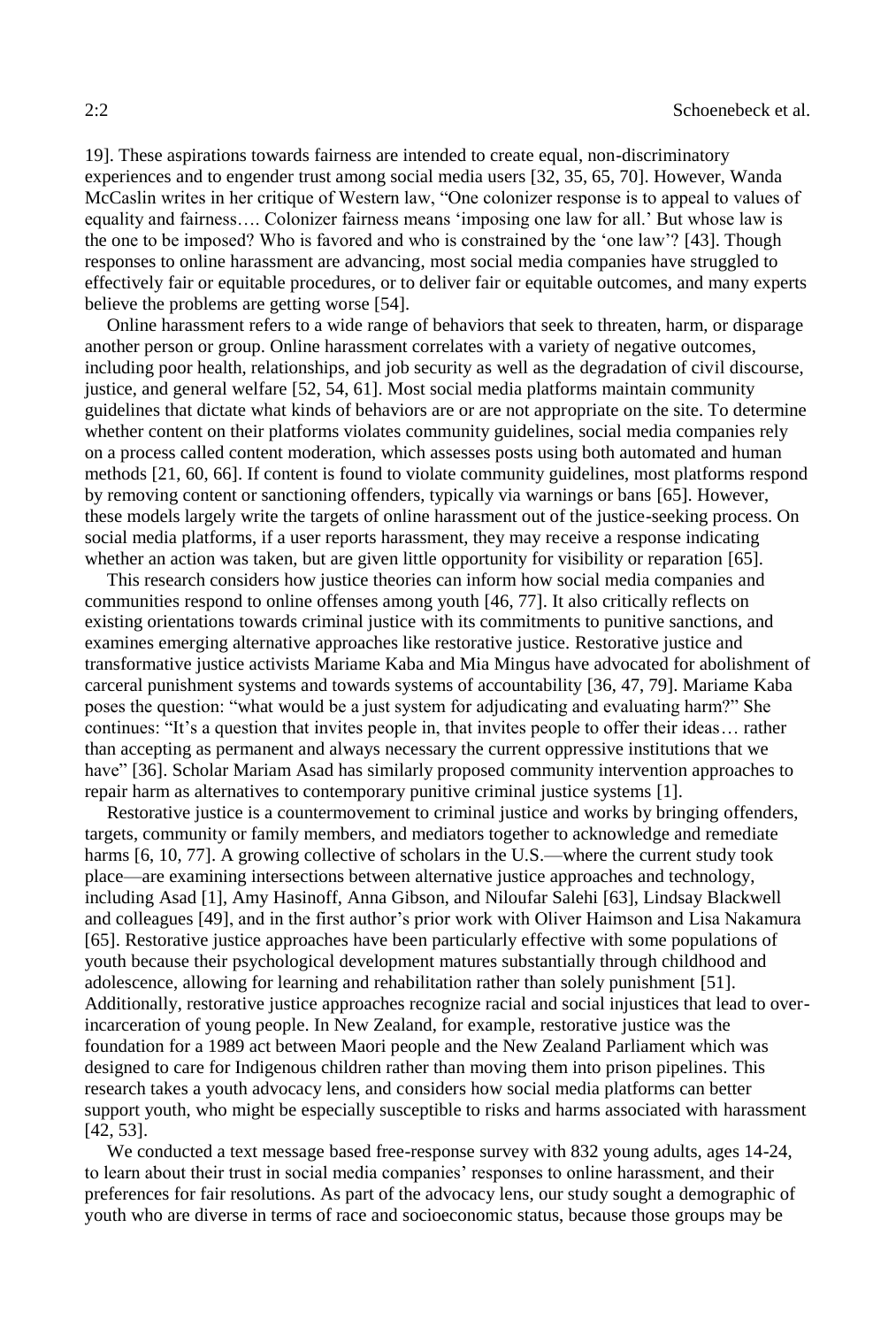19]. These aspirations towards fairness are intended to create equal, non-discriminatory experiences and to engender trust among social media users [32, 35, 65, 70]. However, Wanda McCaslin writes in her critique of Western law, "One colonizer response is to appeal to values of equality and fairness…. Colonizer fairness means 'imposing one law for all.' But whose law is the one to be imposed? Who is favored and who is constrained by the 'one law'? [43]. Though responses to online harassment are advancing, most social media companies have struggled to effectively fair or equitable procedures, or to deliver fair or equitable outcomes, and many experts believe the problems are getting worse [54].

Online harassment refers to a wide range of behaviors that seek to threaten, harm, or disparage another person or group. Online harassment correlates with a variety of negative outcomes, including poor health, relationships, and job security as well as the degradation of civil discourse, justice, and general welfare [52, 54, 61]. Most social media platforms maintain community guidelines that dictate what kinds of behaviors are or are not appropriate on the site. To determine whether content on their platforms violates community guidelines, social media companies rely on a process called content moderation, which assesses posts using both automated and human methods [21, 60, 66]. If content is found to violate community guidelines, most platforms respond by removing content or sanctioning offenders, typically via warnings or bans [65]. However, these models largely write the targets of online harassment out of the justice-seeking process. On social media platforms, if a user reports harassment, they may receive a response indicating whether an action was taken, but are given little opportunity for visibility or reparation [65].

This research considers how justice theories can inform how social media companies and communities respond to online offenses among youth [46, 77]. It also critically reflects on existing orientations towards criminal justice with its commitments to punitive sanctions, and examines emerging alternative approaches like restorative justice. Restorative justice and transformative justice activists Mariame Kaba and Mia Mingus have advocated for abolishment of carceral punishment systems and towards systems of accountability [36, 47, 79]. Mariame Kaba poses the question: "what would be a just system for adjudicating and evaluating harm?" She continues: "It's a question that invites people in, that invites people to offer their ideas… rather than accepting as permanent and always necessary the current oppressive institutions that we have" [36]. Scholar Mariam Asad has similarly proposed community intervention approaches to repair harm as alternatives to contemporary punitive criminal justice systems [1].

Restorative justice is a countermovement to criminal justice and works by bringing offenders, targets, community or family members, and mediators together to acknowledge and remediate harms [6, 10, 77]. A growing collective of scholars in the U.S.—where the current study took place—are examining intersections between alternative justice approaches and technology, including Asad [1], Amy Hasinoff, Anna Gibson, and Niloufar Salehi [63], Lindsay Blackwell and colleagues [49], and in the first author's prior work with Oliver Haimson and Lisa Nakamura [65]. Restorative justice approaches have been particularly effective with some populations of youth because their psychological development matures substantially through childhood and adolescence, allowing for learning and rehabilitation rather than solely punishment [51]. Additionally, restorative justice approaches recognize racial and social injustices that lead to over-incarceration of young people. In New Zealand, for example, restorative justice was the foundation for a 1989 act between Maori people and the New Zealand Parliament which was designed to care for Indigenous children rather than moving them into prison pipelines. This research takes a youth advocacy lens, and considers how social media platforms can better support youth, who might be especially susceptible to risks and harms associated with harassment [42, 53].

We conducted a text message based free-response survey with 832 young adults, ages 14-24, to learn about their trust in social media companies' responses to online harassment, and their preferences for fair resolutions. As part of the advocacy lens, our study sought a demographic of youth who are diverse in terms of race and socioeconomic status, because those groups may be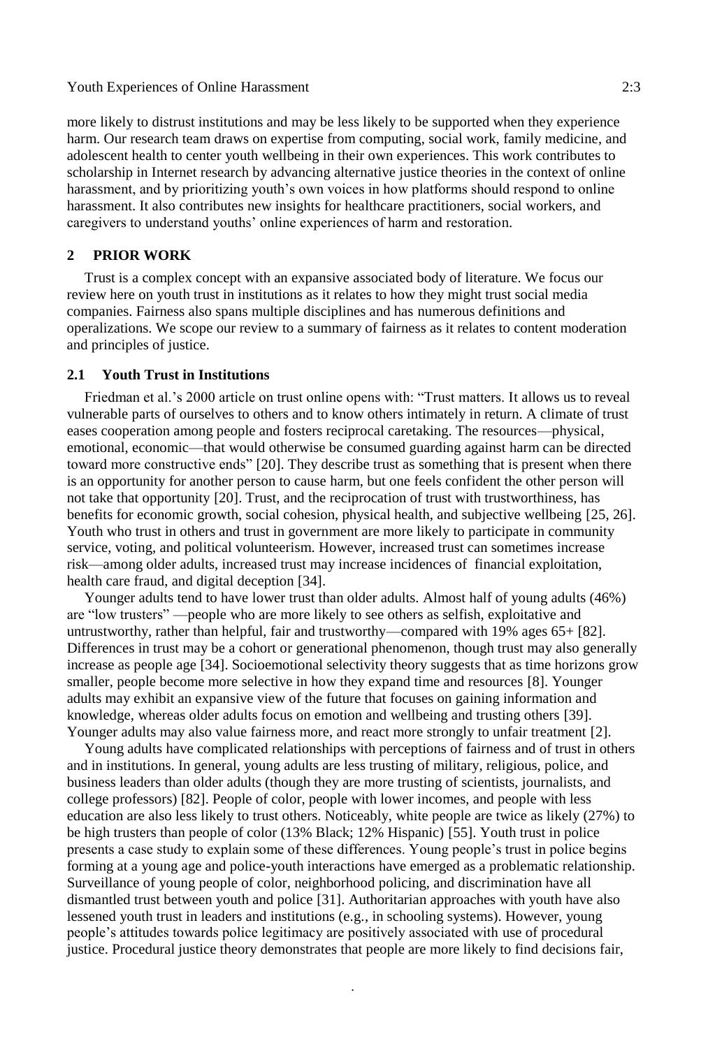more likely to distrust institutions and may be less likely to be supported when they experience harm. Our research team draws on expertise from computing, social work, family medicine, and adolescent health to center youth wellbeing in their own experiences. This work contributes to scholarship in Internet research by advancing alternative justice theories in the context of online harassment, and by prioritizing youth's own voices in how platforms should respond to online harassment. It also contributes new insights for healthcare practitioners, social workers, and caregivers to understand youths' online experiences of harm and restoration.

## 2 PRIOR WORK

Trust is a complex concept with an expansive associated body of literature. We focus our review here on youth trust in institutions as it relates to how they might trust social media companies. Fairness also spans multiple disciplines and has numerous definitions and operalizations. We scope our review to a summary of fairness as it relates to content moderation and principles of justice.

### 2.1 Youth Trust in Institutions

Friedman et al.'s 2000 article on trust online opens with: "Trust matters. It allows us to reveal vulnerable parts of ourselves to others and to know others intimately in return. A climate of trust eases cooperation among people and fosters reciprocal caretaking. The resources—physical, emotional, economic—that would otherwise be consumed guarding against harm can be directed toward more constructive ends" [20]. They describe trust as something that is present when there is an opportunity for another person to cause harm, but one feels confident the other person will not take that opportunity [20]. Trust, and the reciprocation of trust with trustworthiness, has benefits for economic growth, social cohesion, physical health, and subjective wellbeing [25, 26]. Youth who trust in others and trust in government are more likely to participate in community service, voting, and political volunteerism. However, increased trust can sometimes increase risk—among older adults, increased trust may increase incidences of financial exploitation, health care fraud, and digital deception [34].

Younger adults tend to have lower trust than older adults. Almost half of young adults (46%) are "low trusters" —people who are more likely to see others as selfish, exploitative and untrustworthy, rather than helpful, fair and trustworthy—compared with 19% ages 65+ [82]. Differences in trust may be a cohort or generational phenomenon, though trust may also generally increase as people age [34]. Socioemotional selectivity theory suggests that as time horizons grow smaller, people become more selective in how they expand time and resources [8]. Younger adults may exhibit an expansive view of the future that focuses on gaining information and knowledge, whereas older adults focus on emotion and wellbeing and trusting others [39]. Younger adults may also value fairness more, and react more strongly to unfair treatment [2].

Young adults have complicated relationships with perceptions of fairness and of trust in others and in institutions. In general, young adults are less trusting of military, religious, police, and business leaders than older adults (though they are more trusting of scientists, journalists, and college professors) [82]. People of color, people with lower incomes, and people with less education are also less likely to trust others. Noticeably, white people are twice as likely (27%) to be high trusters than people of color (13% Black; 12% Hispanic) [55]. Youth trust in police presents a case study to explain some of these differences. Young people's trust in police begins forming at a young age and police-youth interactions have emerged as a problematic relationship. Surveillance of young people of color, neighborhood policing, and discrimination have all dismantled trust between youth and police [31]. Authoritarian approaches with youth have also lessened youth trust in leaders and institutions (e.g., in schooling systems). However, young people's attitudes towards police legitimacy are positively associated with use of procedural justice. Procedural justice theory demonstrates that people are more likely to find decisions fair,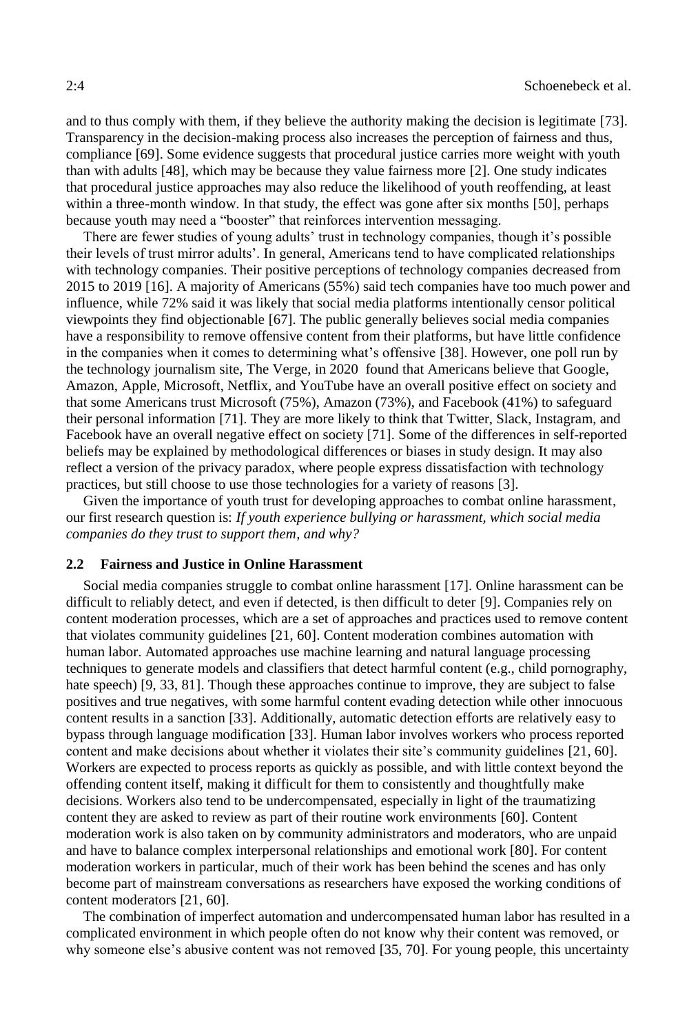and to thus comply with them, if they believe the authority making the decision is legitimate [73]. Transparency in the decision-making process also increases the perception of fairness and thus, compliance [69]. Some evidence suggests that procedural justice carries more weight with youth than with adults [48], which may be because they value fairness more [2]. One study indicates that procedural justice approaches may also reduce the likelihood of youth reoffending, at least within a three-month window. In that study, the effect was gone after six months [50], perhaps because youth may need a "booster" that reinforces intervention messaging.

There are fewer studies of young adults' trust in technology companies, though it's possible their levels of trust mirror adults'. In general, Americans tend to have complicated relationships with technology companies. Their positive perceptions of technology companies decreased from 2015 to 2019 [16]. A majority of Americans (55%) said tech companies have too much power and influence, while 72% said it was likely that social media platforms intentionally censor political viewpoints they find objectionable [67]. The public generally believes social media companies have a responsibility to remove offensive content from their platforms, but have little confidence in the companies when it comes to determining what's offensive [38]. However, one poll run by the technology journalism site, The Verge, in 2020 found that Americans believe that Google, Amazon, Apple, Microsoft, Netflix, and YouTube have an overall positive effect on society and that some Americans trust Microsoft (75%), Amazon (73%), and Facebook (41%) to safeguard their personal information [71]. They are more likely to think that Twitter, Slack, Instagram, and Facebook have an overall negative effect on society [71]. Some of the differences in self-reported beliefs may be explained by methodological differences or biases in study design. It may also reflect a version of the privacy paradox, where people express dissatisfaction with technology practices, but still choose to use those technologies for a variety of reasons [3].

Given the importance of youth trust for developing approaches to combat online harassment, our first research question is: *If youth experience bullying or harassment, which social media companies do they trust to support them, and why?*

### 2.2 Fairness and Justice in Online Harassment

Social media companies struggle to combat online harassment [17]. Online harassment can be difficult to reliably detect, and even if detected, is then difficult to deter [9]. Companies rely on content moderation processes, which are a set of approaches and practices used to remove content that violates community guidelines [21, 60]. Content moderation combines automation with human labor. Automated approaches use machine learning and natural language processing techniques to generate models and classifiers that detect harmful content (e.g., child pornography, hate speech) [9, 33, 81]. Though these approaches continue to improve, they are subject to false positives and true negatives, with some harmful content evading detection while other innocuous content results in a sanction [33]. Additionally, automatic detection efforts are relatively easy to bypass through language modification [33]. Human labor involves workers who process reported content and make decisions about whether it violates their site's community guidelines [21, 60]. Workers are expected to process reports as quickly as possible, and with little context beyond the offending content itself, making it difficult for them to consistently and thoughtfully make decisions. Workers also tend to be undercompensated, especially in light of the traumatizing content they are asked to review as part of their routine work environments [60]. Content moderation work is also taken on by community administrators and moderators, who are unpaid and have to balance complex interpersonal relationships and emotional work [80]. For content moderation workers in particular, much of their work has been behind the scenes and has only become part of mainstream conversations as researchers have exposed the working conditions of content moderators [21, 60].

The combination of imperfect automation and undercompensated human labor has resulted in a complicated environment in which people often do not know why their content was removed, or why someone else's abusive content was not removed [35, 70]. For young people, this uncertainty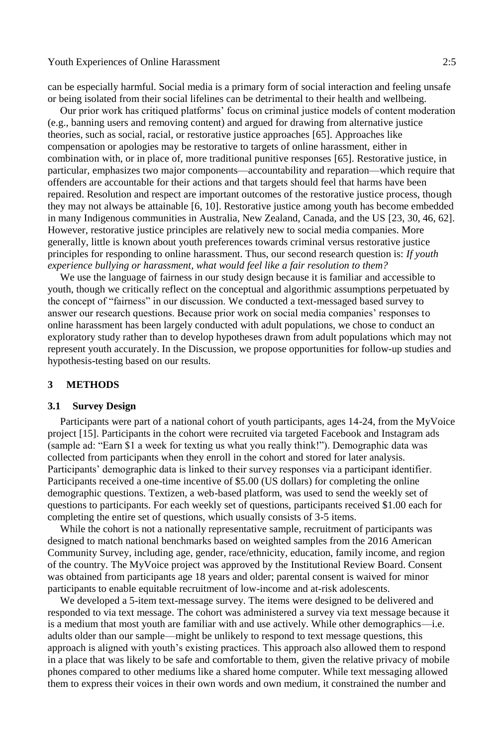can be especially harmful. Social media is a primary form of social interaction and feeling unsafe or being isolated from their social lifelines can be detrimental to their health and wellbeing.

Our prior work has critiqued platforms' focus on criminal justice models of content moderation (e.g., banning users and removing content) and argued for drawing from alternative justice theories, such as social, racial, or restorative justice approaches [65]. Approaches like compensation or apologies may be restorative to targets of online harassment, either in combination with, or in place of, more traditional punitive responses [65]. Restorative justice, in particular, emphasizes two major components—accountability and reparation—which require that offenders are accountable for their actions and that targets should feel that harms have been repaired. Resolution and respect are important outcomes of the restorative justice process, though they may not always be attainable [6, 10]. Restorative justice among youth has become embedded in many Indigenous communities in Australia, New Zealand, Canada, and the US [23, 30, 46, 62]. However, restorative justice principles are relatively new to social media companies. More generally, little is known about youth preferences towards criminal versus restorative justice principles for responding to online harassment. Thus, our second research question is: *If youth experience bullying or harassment, what would feel like a fair resolution to them?*

We use the language of fairness in our study design because it is familiar and accessible to youth, though we critically reflect on the conceptual and algorithmic assumptions perpetuated by the concept of "fairness" in our discussion. We conducted a text-messaged based survey to answer our research questions. Because prior work on social media companies' responses to online harassment has been largely conducted with adult populations, we chose to conduct an exploratory study rather than to develop hypotheses drawn from adult populations which may not represent youth accurately. In the Discussion, we propose opportunities for follow-up studies and hypothesis-testing based on our results.

## 3 METHODS

### 3.1 Survey Design

Participants were part of a national cohort of youth participants, ages 14-24, from the MyVoice project [15]. Participants in the cohort were recruited via targeted Facebook and Instagram ads (sample ad: "Earn $1 a week for texting us what you really think!"). Demographic data was collected from participants when they enroll in the cohort and stored for later analysis. Participants' demographic data is linked to their survey responses via a participant identifier. Participants received a one-time incentive of $5.00 (US dollars) for completing the online demographic questions. Textizen, a web-based platform, was used to send the weekly set of questions to participants. For each weekly set of questions, participants received $1.00 each for completing the entire set of questions, which usually consists of 3-5 items.

While the cohort is not a nationally representative sample, recruitment of participants was designed to match national benchmarks based on weighted samples from the 2016 American Community Survey, including age, gender, race/ethnicity, education, family income, and region of the country. The MyVoice project was approved by the Institutional Review Board. Consent was obtained from participants age 18 years and older; parental consent is waived for minor participants to enable equitable recruitment of low-income and at-risk adolescents.

We developed a 5-item text-message survey. The items were designed to be delivered and responded to via text message. The cohort was administered a survey via text message because it is a medium that most youth are familiar with and use actively. While other demographics—i.e. adults older than our sample—might be unlikely to respond to text message questions, this approach is aligned with youth's existing practices. This approach also allowed them to respond in a place that was likely to be safe and comfortable to them, given the relative privacy of mobile phones compared to other mediums like a shared home computer. While text messaging allowed them to express their voices in their own words and own medium, it constrained the number and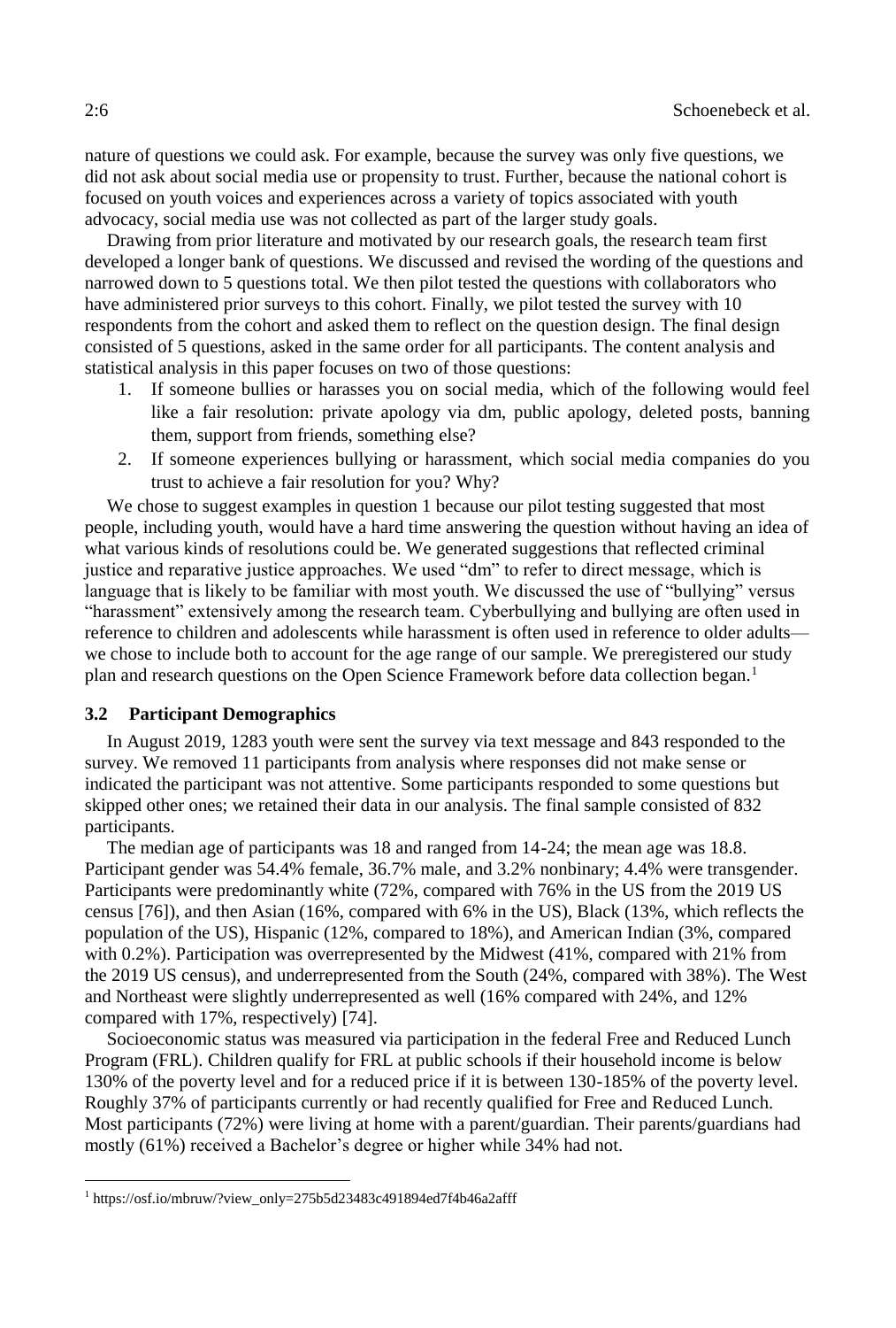nature of questions we could ask. For example, because the survey was only five questions, we did not ask about social media use or propensity to trust. Further, because the national cohort is focused on youth voices and experiences across a variety of topics associated with youth advocacy, social media use was not collected as part of the larger study goals.

Drawing from prior literature and motivated by our research goals, the research team first developed a longer bank of questions. We discussed and revised the wording of the questions and narrowed down to 5 questions total. We then pilot tested the questions with collaborators who have administered prior surveys to this cohort. Finally, we pilot tested the survey with 10 respondents from the cohort and asked them to reflect on the question design. The final design consisted of 5 questions, asked in the same order for all participants. The content analysis and statistical analysis in this paper focuses on two of those questions:

1. If someone bullies or harasses you on social media, which of the following would feel like a fair resolution: private apology via dm, public apology, deleted posts, banning them, support from friends, something else?
2. If someone experiences bullying or harassment, which social media companies do you trust to achieve a fair resolution for you? Why?

We chose to suggest examples in question 1 because our pilot testing suggested that most people, including youth, would have a hard time answering the question without having an idea of what various kinds of resolutions could be. We generated suggestions that reflected criminal justice and reparative justice approaches. We used "dm" to refer to direct message, which is language that is likely to be familiar with most youth. We discussed the use of "bullying" versus "harassment" extensively among the research team. Cyberbullying and bullying are often used in reference to children and adolescents while harassment is often used in reference to older adults—we chose to include both to account for the age range of our sample. We preregistered our study plan and research questions on the Open Science Framework before data collection began.[1]

### 3.2 Participant Demographics

In August 2019, 1283 youth were sent the survey via text message and 843 responded to the survey. We removed 11 participants from analysis where responses did not make sense or indicated the participant was not attentive. Some participants responded to some questions but skipped other ones; we retained their data in our analysis. The final sample consisted of 832 participants.

The median age of participants was 18 and ranged from 14-24; the mean age was 18.8. Participant gender was 54.4% female, 36.7% male, and 3.2% nonbinary; 4.4% were transgender. Participants were predominantly white (72%, compared with 76% in the US from the 2019 US census [76]), and then Asian (16%, compared with 6% in the US), Black (13%, which reflects the population of the US), Hispanic (12%, compared to 18%), and American Indian (3%, compared with 0.2%). Participation was overrepresented by the Midwest (41%, compared with 21% from the 2019 US census), and underrepresented from the South (24%, compared with 38%). The West and Northeast were slightly underrepresented as well (16% compared with 24%, and 12% compared with 17%, respectively) [74].

Socioeconomic status was measured via participation in the federal Free and Reduced Lunch Program (FRL). Children qualify for FRL at public schools if their household income is below 130% of the poverty level and for a reduced price if it is between 130-185% of the poverty level. Roughly 37% of participants currently or had recently qualified for Free and Reduced Lunch. Most participants (72%) were living at home with a parent/guardian. Their parents/guardians had mostly (61%) received a Bachelor's degree or higher while 34% had not.

[1] https://osf.io/mbruw/?view_only=275b5d23483c491894ed7f4b46a2afff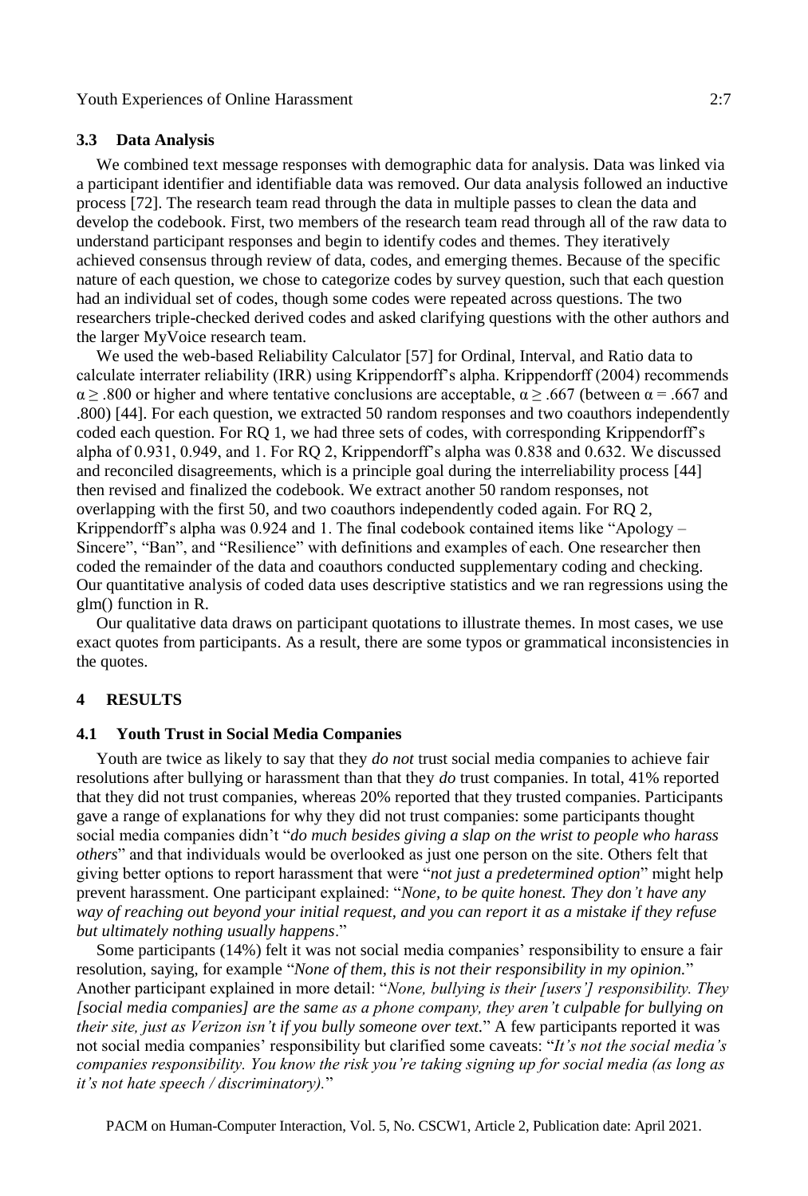### 3.3 Data Analysis

We combined text message responses with demographic data for analysis. Data was linked via a participant identifier and identifiable data was removed. Our data analysis followed an inductive process [72]. The research team read through the data in multiple passes to clean the data and develop the codebook. First, two members of the research team read through all of the raw data to understand participant responses and begin to identify codes and themes. They iteratively achieved consensus through review of data, codes, and emerging themes. Because of the specific nature of each question, we chose to categorize codes by survey question, such that each question had an individual set of codes, though some codes were repeated across questions. The two researchers triple-checked derived codes and asked clarifying questions with the other authors and the larger MyVoice research team.

We used the web-based Reliability Calculator [57] for Ordinal, Interval, and Ratio data to calculate interrater reliability (IRR) using Krippendorff's alpha. Krippendorff (2004) recommends $\alpha \geq .800$ or higher and where tentative conclusions are acceptable, $\alpha \geq .667$ (between $\alpha = .667$ and .800) [44]. For each question, we extracted 50 random responses and two coauthors independently coded each question. For RQ 1, we had three sets of codes, with corresponding Krippendorff's alpha of 0.931, 0.949, and 1. For RQ 2, Krippendorff's alpha was 0.838 and 0.632. We discussed and reconciled disagreements, which is a principle goal during the interreliability process [44] then revised and finalized the codebook. We extract another 50 random responses, not overlapping with the first 50, and two coauthors independently coded again. For RQ 2, Krippendorff's alpha was 0.924 and 1. The final codebook contained items like "Apology – Sincere", "Ban", and "Resilience" with definitions and examples of each. One researcher then coded the remainder of the data and coauthors conducted supplementary coding and checking. Our quantitative analysis of coded data uses descriptive statistics and we ran regressions using the glm() function in R.

Our qualitative data draws on participant quotations to illustrate themes. In most cases, we use exact quotes from participants. As a result, there are some typos or grammatical inconsistencies in the quotes.

## 4 RESULTS

### 4.1 Youth Trust in Social Media Companies

Youth are twice as likely to say that they *do not* trust social media companies to achieve fair resolutions after bullying or harassment than that they *do* trust companies. In total, 41% reported that they did not trust companies, whereas 20% reported that they trusted companies. Participants gave a range of explanations for why they did not trust companies: some participants thought social media companies didn't "*do much besides giving a slap on the wrist to people who harass others*" and that individuals would be overlooked as just one person on the site. Others felt that giving better options to report harassment that were "*not just a predetermined option*" might help prevent harassment. One participant explained: "*None, to be quite honest. They don't have any way of reaching out beyond your initial request, and you can report it as a mistake if they refuse but ultimately nothing usually happens*."

Some participants (14%) felt it was not social media companies' responsibility to ensure a fair resolution, saying, for example "*None of them, this is not their responsibility in my opinion.*" Another participant explained in more detail: "*None, bullying is their [users'] responsibility. They [social media companies] are the same as a phone company, they aren't culpable for bullying on their site, just as Verizon isn't if you bully someone over text.*" A few participants reported it was not social media companies' responsibility but clarified some caveats: "*It's not the social media's companies responsibility. You know the risk you're taking signing up for social media (as long as it's not hate speech / discriminatory).*"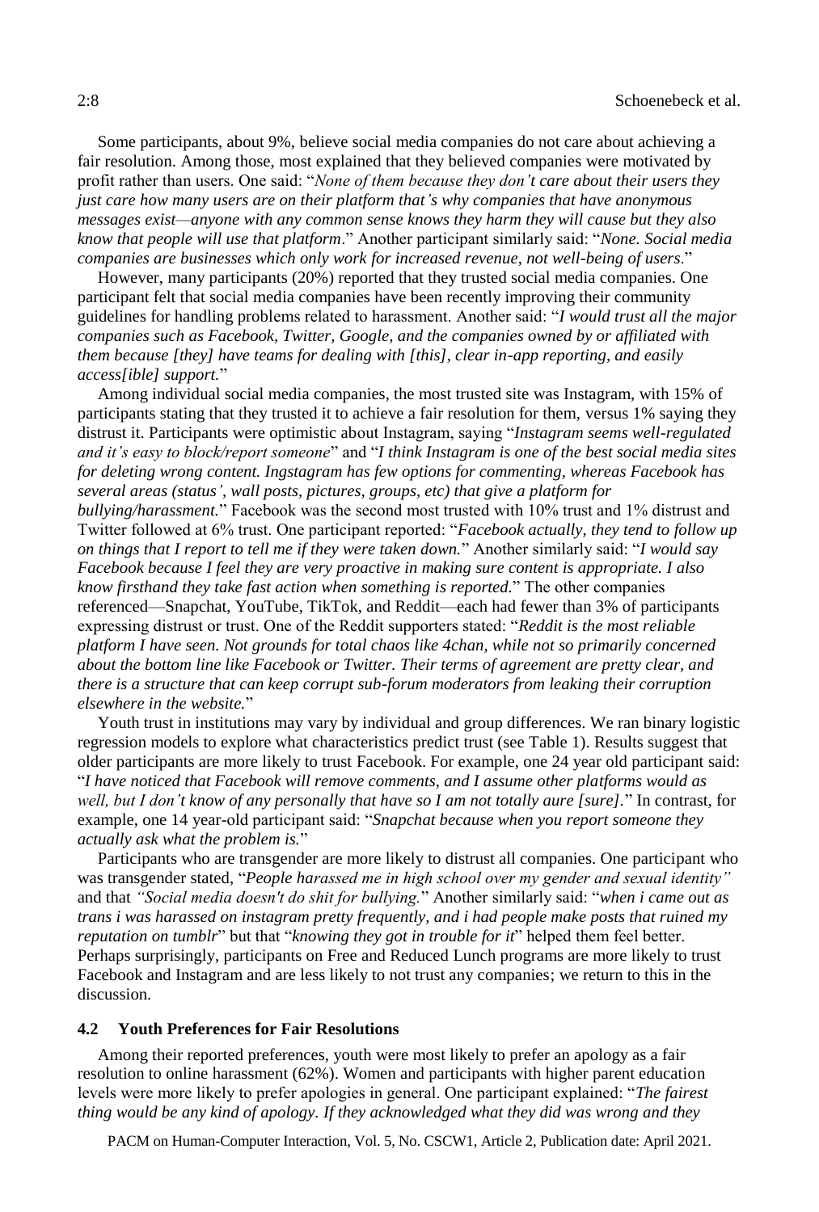Some participants, about 9%, believe social media companies do not care about achieving a fair resolution. Among those, most explained that they believed companies were motivated by profit rather than users. One said: "*None of them because they don't care about their users they just care how many users are on their platform that's why companies that have anonymous messages exist—anyone with any common sense knows they harm they will cause but they also know that people will use that platform*." Another participant similarly said: "*None. Social media companies are businesses which only work for increased revenue, not well-being of users*."

However, many participants (20%) reported that they trusted social media companies. One participant felt that social media companies have been recently improving their community guidelines for handling problems related to harassment. Another said: "*I would trust all the major companies such as Facebook, Twitter, Google, and the companies owned by or affiliated with them because [they] have teams for dealing with [this], clear in-app reporting, and easily access[ible] support.*"

Among individual social media companies, the most trusted site was Instagram, with 15% of participants stating that they trusted it to achieve a fair resolution for them, versus 1% saying they distrust it. Participants were optimistic about Instagram, saying "*Instagram seems well-regulated and it's easy to block/report someone*" and "*I think Instagram is one of the best social media sites for deleting wrong content. Ingstagram has few options for commenting, whereas Facebook has several areas (status', wall posts, pictures, groups, etc) that give a platform for bullying/harassment.*" Facebook was the second most trusted with 10% trust and 1% distrust and Twitter followed at 6% trust. One participant reported: "*Facebook actually, they tend to follow up on things that I report to tell me if they were taken down.*" Another similarly said: "*I would say Facebook because I feel they are very proactive in making sure content is appropriate. I also know firsthand they take fast action when something is reported.*" The other companies referenced—Snapchat, YouTube, TikTok, and Reddit—each had fewer than 3% of participants expressing distrust or trust. One of the Reddit supporters stated: "*Reddit is the most reliable platform I have seen. Not grounds for total chaos like 4chan, while not so primarily concerned about the bottom line like Facebook or Twitter. Their terms of agreement are pretty clear, and there is a structure that can keep corrupt sub-forum moderators from leaking their corruption elsewhere in the website.*"

Youth trust in institutions may vary by individual and group differences. We ran binary logistic regression models to explore what characteristics predict trust (see Table 1). Results suggest that older participants are more likely to trust Facebook. For example, one 24 year old participant said: "*I have noticed that Facebook will remove comments, and I assume other platforms would as well, but I don't know of any personally that have so I am not totally aure [sure].*" In contrast, for example, one 14 year-old participant said: "*Snapchat because when you report someone they actually ask what the problem is.*"

Participants who are transgender are more likely to distrust all companies. One participant who was transgender stated, "*People harassed me in high school over my gender and sexual identity"* and that *"Social media doesn't do shit for bullying.*" Another similarly said: "*when i came out as trans i was harassed on instagram pretty frequently, and i had people make posts that ruined my reputation on tumblr*" but that "*knowing they got in trouble for it*" helped them feel better. Perhaps surprisingly, participants on Free and Reduced Lunch programs are more likely to trust Facebook and Instagram and are less likely to not trust any companies; we return to this in the discussion.

### 4.2 Youth Preferences for Fair Resolutions

Among their reported preferences, youth were most likely to prefer an apology as a fair resolution to online harassment (62%). Women and participants with higher parent education levels were more likely to prefer apologies in general. One participant explained: "*The fairest thing would be any kind of apology. If they acknowledged what they did was wrong and they*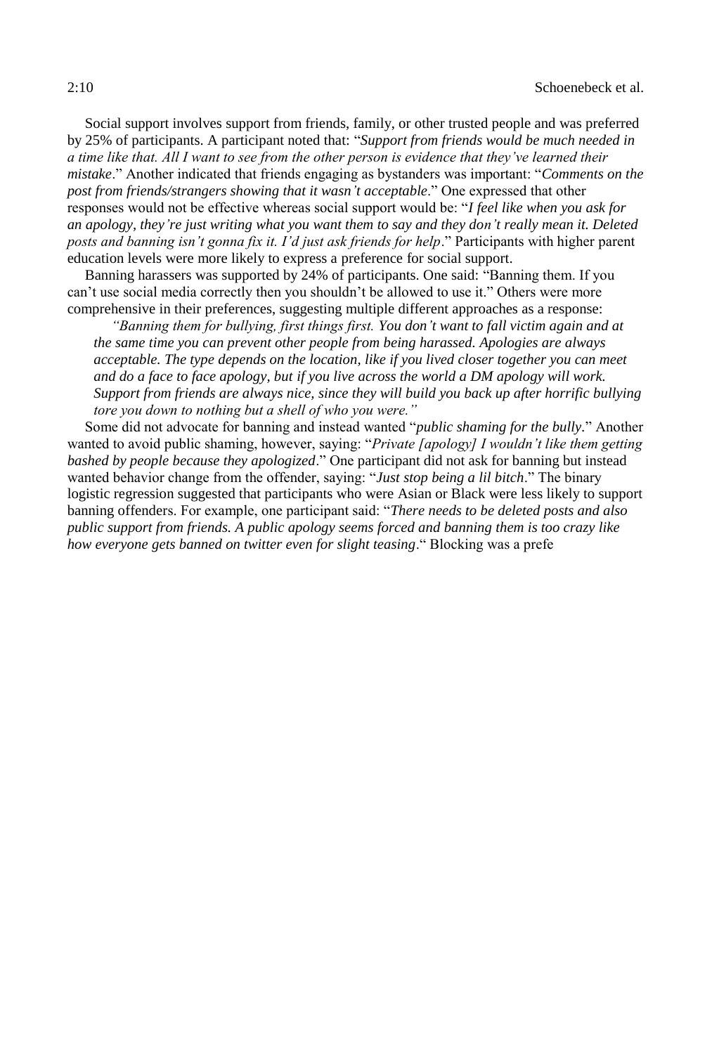Social support involves support from friends, family, or other trusted people and was preferred by 25% of participants. A participant noted that: "*Support from friends would be much needed in a time like that. All I want to see from the other person is evidence that they've learned their mistake*." Another indicated that friends engaging as bystanders was important: "*Comments on the post from friends/strangers showing that it wasn't acceptable*." One expressed that other responses would not be effective whereas social support would be: "*I feel like when you ask for an apology, they're just writing what you want them to say and they don't really mean it. Deleted posts and banning isn't gonna fix it. I'd just ask friends for help*." Participants with higher parent education levels were more likely to express a preference for social support.

Banning harassers was supported by 24% of participants. One said: "Banning them. If you can't use social media correctly then you shouldn't be allowed to use it." Others were more comprehensive in their preferences, suggesting multiple different approaches as a response:

> *"Banning them for bullying, first things first. You don't want to fall victim again and at the same time you can prevent other people from being harassed. Apologies are always acceptable. The type depends on the location, like if you lived closer together you can meet and do a face to face apology, but if you live across the world a DM apology will work. Support from friends are always nice, since they will build you back up after horrific bullying tore you down to nothing but a shell of who you were."*

Some did not advocate for banning and instead wanted "*public shaming for the bully*." Another wanted to avoid public shaming, however, saying: "*Private [apology] I wouldn't like them getting bashed by people because they apologized*." One participant did not ask for banning but instead wanted behavior change from the offender, saying: "*Just stop being a lil bitch*." The binary logistic regression suggested that participants who were Asian or Black were less likely to support banning offenders. For example, one participant said: "*There needs to be deleted posts and also public support from friends. A public apology seems forced and banning them is too crazy like how everyone gets banned on twitter even for slight teasing*." Blocking was a prefe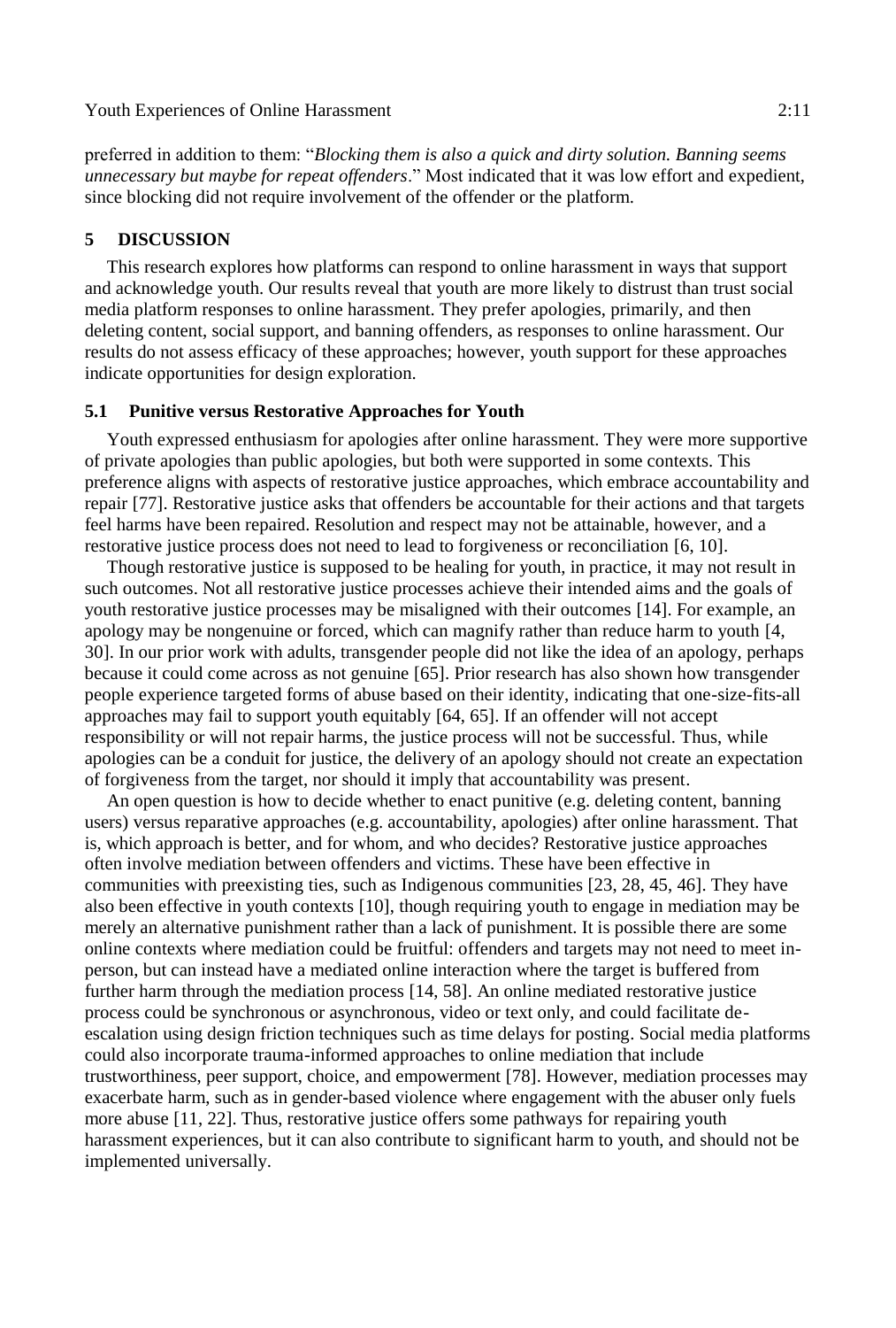preferred in addition to them: "*Blocking them is also a quick and dirty solution. Banning seems unnecessary but maybe for repeat offenders*." Most indicated that it was low effort and expedient, since blocking did not require involvement of the offender or the platform.

## 5 DISCUSSION

This research explores how platforms can respond to online harassment in ways that support and acknowledge youth. Our results reveal that youth are more likely to distrust than trust social media platform responses to online harassment. They prefer apologies, primarily, and then deleting content, social support, and banning offenders, as responses to online harassment. Our results do not assess efficacy of these approaches; however, youth support for these approaches indicate opportunities for design exploration.

### 5.1 Punitive versus Restorative Approaches for Youth

Youth expressed enthusiasm for apologies after online harassment. They were more supportive of private apologies than public apologies, but both were supported in some contexts. This preference aligns with aspects of restorative justice approaches, which embrace accountability and repair [77]. Restorative justice asks that offenders be accountable for their actions and that targets feel harms have been repaired. Resolution and respect may not be attainable, however, and a restorative justice process does not need to lead to forgiveness or reconciliation [6, 10].

Though restorative justice is supposed to be healing for youth, in practice, it may not result in such outcomes. Not all restorative justice processes achieve their intended aims and the goals of youth restorative justice processes may be misaligned with their outcomes [14]. For example, an apology may be nongenuine or forced, which can magnify rather than reduce harm to youth [4, 30]. In our prior work with adults, transgender people did not like the idea of an apology, perhaps because it could come across as not genuine [65]. Prior research has also shown how transgender people experience targeted forms of abuse based on their identity, indicating that one-size-fits-all approaches may fail to support youth equitably [64, 65]. If an offender will not accept responsibility or will not repair harms, the justice process will not be successful. Thus, while apologies can be a conduit for justice, the delivery of an apology should not create an expectation of forgiveness from the target, nor should it imply that accountability was present.

An open question is how to decide whether to enact punitive (e.g. deleting content, banning users) versus reparative approaches (e.g. accountability, apologies) after online harassment. That is, which approach is better, and for whom, and who decides? Restorative justice approaches often involve mediation between offenders and victims. These have been effective in communities with preexisting ties, such as Indigenous communities [23, 28, 45, 46]. They have also been effective in youth contexts [10], though requiring youth to engage in mediation may be merely an alternative punishment rather than a lack of punishment. It is possible there are some online contexts where mediation could be fruitful: offenders and targets may not need to meet in-person, but can instead have a mediated online interaction where the target is buffered from further harm through the mediation process [14, 58]. An online mediated restorative justice process could be synchronous or asynchronous, video or text only, and could facilitate de-escalation using design friction techniques such as time delays for posting. Social media platforms could also incorporate trauma-informed approaches to online mediation that include trustworthiness, peer support, choice, and empowerment [78]. However, mediation processes may exacerbate harm, such as in gender-based violence where engagement with the abuser only fuels more abuse [11, 22]. Thus, restorative justice offers some pathways for repairing youth harassment experiences, but it can also contribute to significant harm to youth, and should not be implemented universally.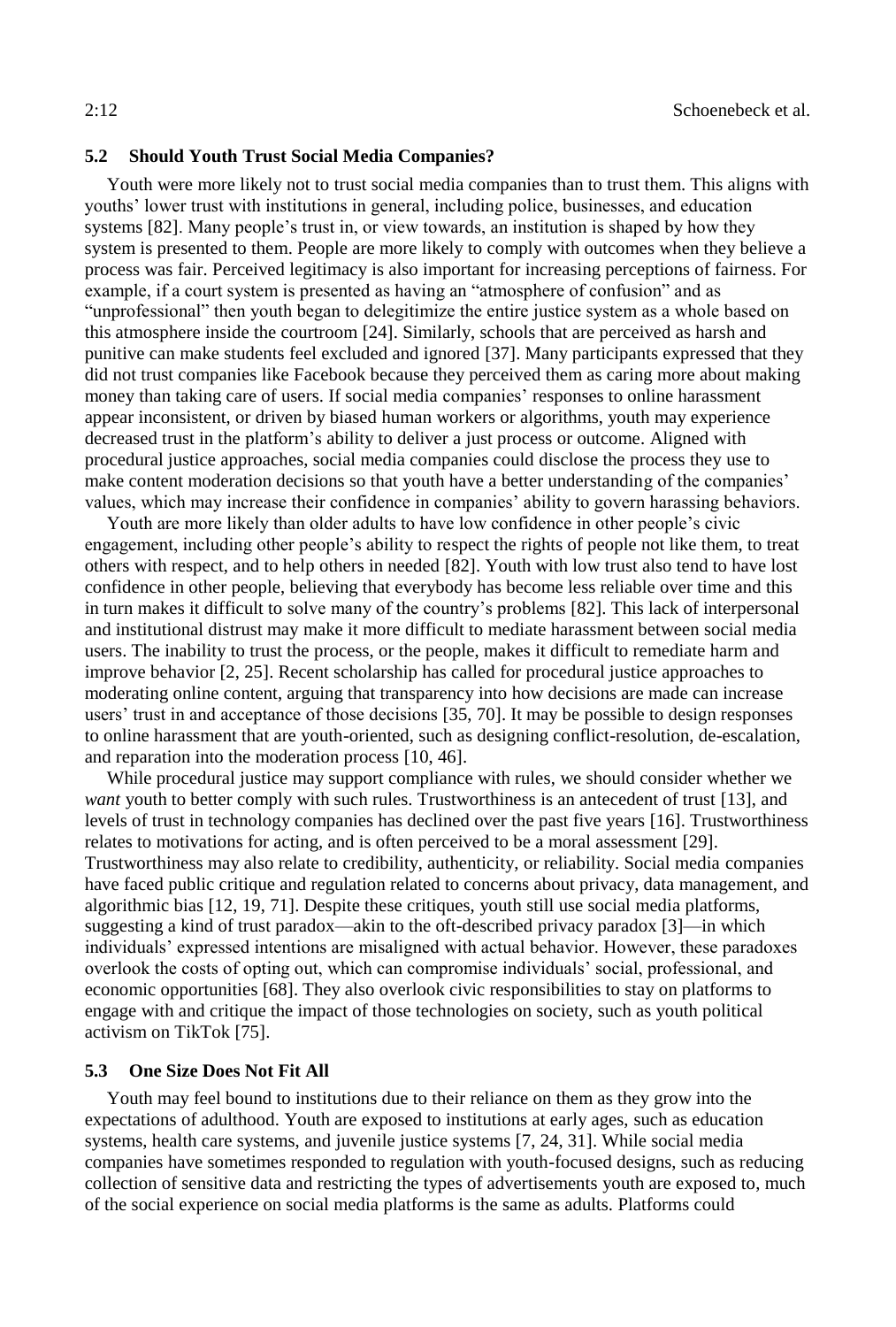### 5.2 Should Youth Trust Social Media Companies?

Youth were more likely not to trust social media companies than to trust them. This aligns with youths' lower trust with institutions in general, including police, businesses, and education systems [82]. Many people's trust in, or view towards, an institution is shaped by how they system is presented to them. People are more likely to comply with outcomes when they believe a process was fair. Perceived legitimacy is also important for increasing perceptions of fairness. For example, if a court system is presented as having an "atmosphere of confusion" and as "unprofessional" then youth began to delegitimize the entire justice system as a whole based on this atmosphere inside the courtroom [24]. Similarly, schools that are perceived as harsh and punitive can make students feel excluded and ignored [37]. Many participants expressed that they did not trust companies like Facebook because they perceived them as caring more about making money than taking care of users. If social media companies' responses to online harassment appear inconsistent, or driven by biased human workers or algorithms, youth may experience decreased trust in the platform's ability to deliver a just process or outcome. Aligned with procedural justice approaches, social media companies could disclose the process they use to make content moderation decisions so that youth have a better understanding of the companies' values, which may increase their confidence in companies' ability to govern harassing behaviors.

Youth are more likely than older adults to have low confidence in other people's civic engagement, including other people's ability to respect the rights of people not like them, to treat others with respect, and to help others in needed [82]. Youth with low trust also tend to have lost confidence in other people, believing that everybody has become less reliable over time and this in turn makes it difficult to solve many of the country's problems [82]. This lack of interpersonal and institutional distrust may make it more difficult to mediate harassment between social media users. The inability to trust the process, or the people, makes it difficult to remediate harm and improve behavior [2, 25]. Recent scholarship has called for procedural justice approaches to moderating online content, arguing that transparency into how decisions are made can increase users' trust in and acceptance of those decisions [35, 70]. It may be possible to design responses to online harassment that are youth-oriented, such as designing conflict-resolution, de-escalation, and reparation into the moderation process [10, 46].

While procedural justice may support compliance with rules, we should consider whether we *want* youth to better comply with such rules. Trustworthiness is an antecedent of trust [13], and levels of trust in technology companies has declined over the past five years [16]. Trustworthiness relates to motivations for acting, and is often perceived to be a moral assessment [29]. Trustworthiness may also relate to credibility, authenticity, or reliability. Social media companies have faced public critique and regulation related to concerns about privacy, data management, and algorithmic bias [12, 19, 71]. Despite these critiques, youth still use social media platforms, suggesting a kind of trust paradox—akin to the oft-described privacy paradox [3]—in which individuals' expressed intentions are misaligned with actual behavior. However, these paradoxes overlook the costs of opting out, which can compromise individuals' social, professional, and economic opportunities [68]. They also overlook civic responsibilities to stay on platforms to engage with and critique the impact of those technologies on society, such as youth political activism on TikTok [75].

### 5.3 One Size Does Not Fit All

Youth may feel bound to institutions due to their reliance on them as they grow into the expectations of adulthood. Youth are exposed to institutions at early ages, such as education systems, health care systems, and juvenile justice systems [7, 24, 31]. While social media companies have sometimes responded to regulation with youth-focused designs, such as reducing collection of sensitive data and restricting the types of advertisements youth are exposed to, much of the social experience on social media platforms is the same as adults. Platforms could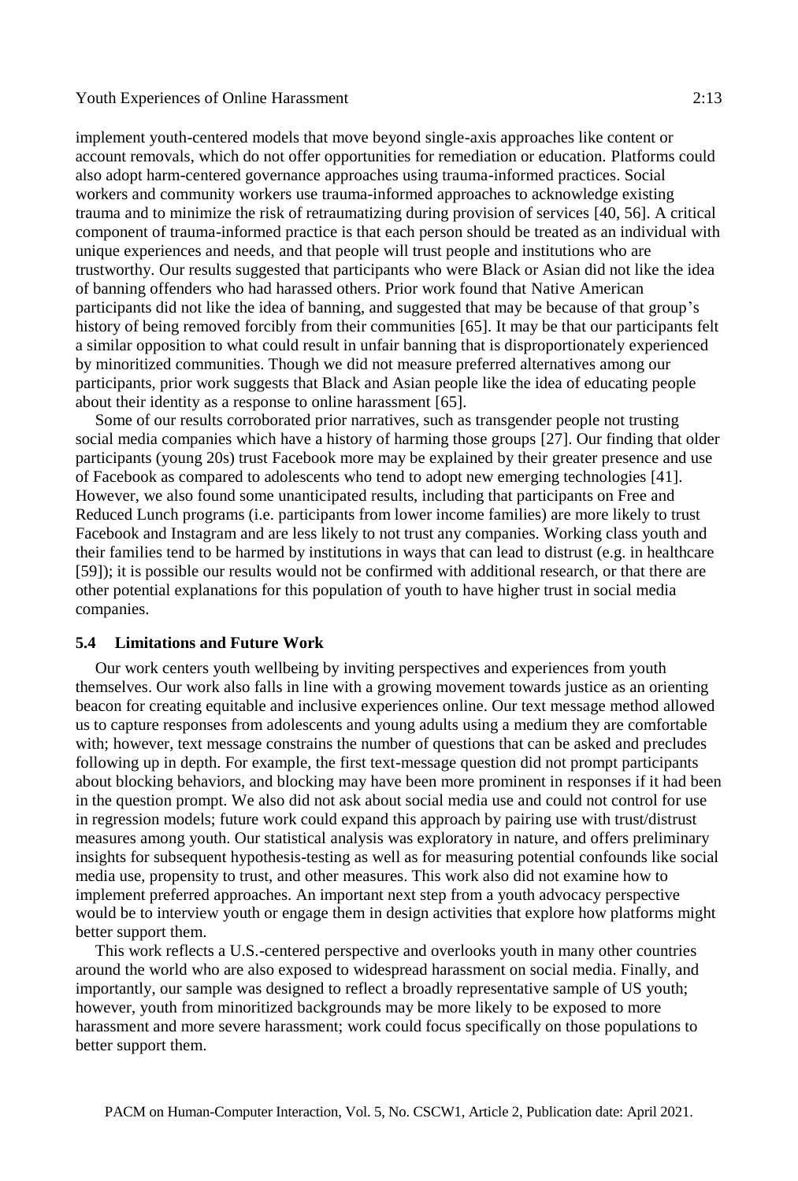implement youth-centered models that move beyond single-axis approaches like content or account removals, which do not offer opportunities for remediation or education. Platforms could also adopt harm-centered governance approaches using trauma-informed practices. Social workers and community workers use trauma-informed approaches to acknowledge existing trauma and to minimize the risk of retraumatizing during provision of services [40, 56]. A critical component of trauma-informed practice is that each person should be treated as an individual with unique experiences and needs, and that people will trust people and institutions who are trustworthy. Our results suggested that participants who were Black or Asian did not like the idea of banning offenders who had harassed others. Prior work found that Native American participants did not like the idea of banning, and suggested that may be because of that group's history of being removed forcibly from their communities [65]. It may be that our participants felt a similar opposition to what could result in unfair banning that is disproportionately experienced by minoritized communities. Though we did not measure preferred alternatives among our participants, prior work suggests that Black and Asian people like the idea of educating people about their identity as a response to online harassment [65].

Some of our results corroborated prior narratives, such as transgender people not trusting social media companies which have a history of harming those groups [27]. Our finding that older participants (young 20s) trust Facebook more may be explained by their greater presence and use of Facebook as compared to adolescents who tend to adopt new emerging technologies [41]. However, we also found some unanticipated results, including that participants on Free and Reduced Lunch programs (i.e. participants from lower income families) are more likely to trust Facebook and Instagram and are less likely to not trust any companies. Working class youth and their families tend to be harmed by institutions in ways that can lead to distrust (e.g. in healthcare [59]); it is possible our results would not be confirmed with additional research, or that there are other potential explanations for this population of youth to have higher trust in social media companies.

### 5.4 Limitations and Future Work

Our work centers youth wellbeing by inviting perspectives and experiences from youth themselves. Our work also falls in line with a growing movement towards justice as an orienting beacon for creating equitable and inclusive experiences online. Our text message method allowed us to capture responses from adolescents and young adults using a medium they are comfortable with; however, text message constrains the number of questions that can be asked and precludes following up in depth. For example, the first text-message question did not prompt participants about blocking behaviors, and blocking may have been more prominent in responses if it had been in the question prompt. We also did not ask about social media use and could not control for use in regression models; future work could expand this approach by pairing use with trust/distrust measures among youth. Our statistical analysis was exploratory in nature, and offers preliminary insights for subsequent hypothesis-testing as well as for measuring potential confounds like social media use, propensity to trust, and other measures. This work also did not examine how to implement preferred approaches. An important next step from a youth advocacy perspective would be to interview youth or engage them in design activities that explore how platforms might better support them.

This work reflects a U.S.-centered perspective and overlooks youth in many other countries around the world who are also exposed to widespread harassment on social media. Finally, and importantly, our sample was designed to reflect a broadly representative sample of US youth; however, youth from minoritized backgrounds may be more likely to be exposed to more harassment and more severe harassment; work could focus specifically on those populations to better support them.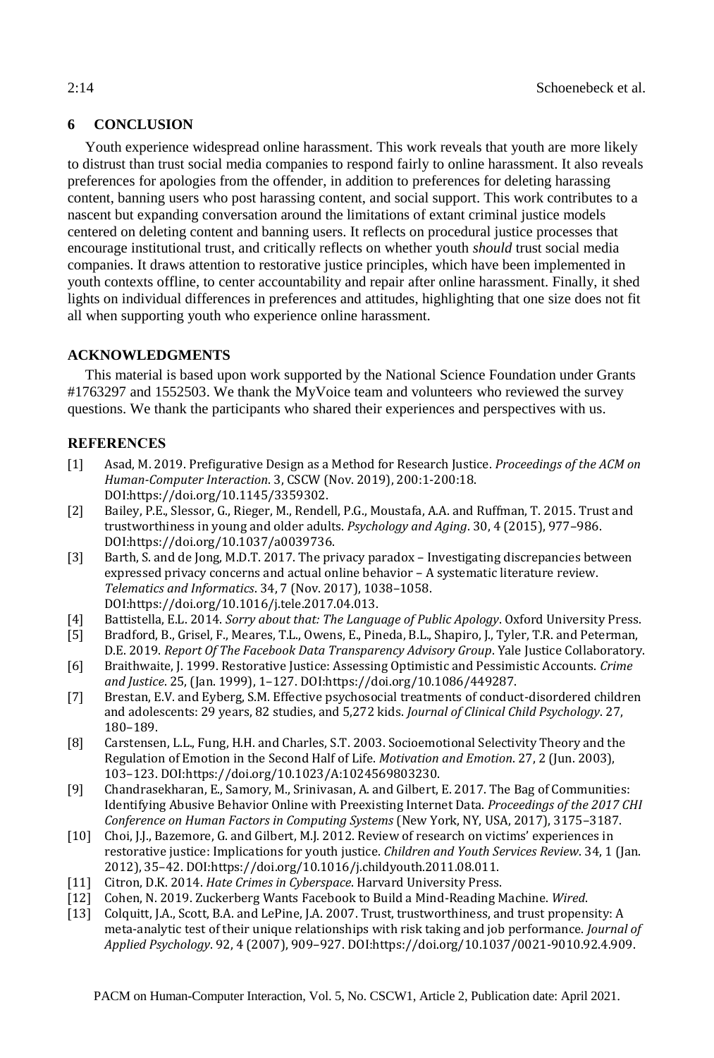## 6 CONCLUSION

Youth experience widespread online harassment. This work reveals that youth are more likely to distrust than trust social media companies to respond fairly to online harassment. It also reveals preferences for apologies from the offender, in addition to preferences for deleting harassing content, banning users who post harassing content, and social support. This work contributes to a nascent but expanding conversation around the limitations of extant criminal justice models centered on deleting content and banning users. It reflects on procedural justice processes that encourage institutional trust, and critically reflects on whether youth *should* trust social media companies. It draws attention to restorative justice principles, which have been implemented in youth contexts offline, to center accountability and repair after online harassment. Finally, it shed lights on individual differences in preferences and attitudes, highlighting that one size does not fit all when supporting youth who experience online harassment.

## ACKNOWLEDGMENTS

This material is based upon work supported by the National Science Foundation under Grants #1763297 and 1552503. We thank the MyVoice team and volunteers who reviewed the survey questions. We thank the participants who shared their experiences and perspectives with us.

## REFERENCES

[1] Asad, M. 2019. Prefigurative Design as a Method for Research Justice. *Proceedings of the ACM on Human-Computer Interaction*. 3, CSCW (Nov. 2019), 200:1-200:18. DOI:https://doi.org/10.1145/3359302.

[2] Bailey, P.E., Slessor, G., Rieger, M., Rendell, P.G., Moustafa, A.A. and Ruffman, T. 2015. Trust and trustworthiness in young and older adults. *Psychology and Aging*. 30, 4 (2015), 977–986. DOI:https://doi.org/10.1037/a0039736.

[3] Barth, S. and de Jong, M.D.T. 2017. The privacy paradox – Investigating discrepancies between expressed privacy concerns and actual online behavior – A systematic literature review. *Telematics and Informatics*. 34, 7 (Nov. 2017), 1038–1058. DOI:https://doi.org/10.1016/j.tele.2017.04.013.

[4] Battistella, E.L. 2014. *Sorry about that: The Language of Public Apology*. Oxford University Press.

[5] Bradford, B., Grisel, F., Meares, T.L., Owens, E., Pineda, B.L., Shapiro, J., Tyler, T.R. and Peterman, D.E. 2019. *Report Of The Facebook Data Transparency Advisory Group*. Yale Justice Collaboratory.

[6] Braithwaite, J. 1999. Restorative Justice: Assessing Optimistic and Pessimistic Accounts. *Crime and Justice*. 25, (Jan. 1999), 1–127. DOI:https://doi.org/10.1086/449287.

[7] Brestan, E.V. and Eyberg, S.M. Effective psychosocial treatments of conduct-disordered children and adolescents: 29 years, 82 studies, and 5,272 kids. *Journal of Clinical Child Psychology*. 27, 180–189.

[8] Carstensen, L.L., Fung, H.H. and Charles, S.T. 2003. Socioemotional Selectivity Theory and the Regulation of Emotion in the Second Half of Life. *Motivation and Emotion*. 27, 2 (Jun. 2003), 103–123. DOI:https://doi.org/10.1023/A:1024569803230.

[9] Chandrasekharan, E., Samory, M., Srinivasan, A. and Gilbert, E. 2017. The Bag of Communities: Identifying Abusive Behavior Online with Preexisting Internet Data. *Proceedings of the 2017 CHI Conference on Human Factors in Computing Systems* (New York, NY, USA, 2017), 3175–3187.

[10] Choi, J.J., Bazemore, G. and Gilbert, M.J. 2012. Review of research on victims' experiences in restorative justice: Implications for youth justice. *Children and Youth Services Review*. 34, 1 (Jan. 2012), 35–42. DOI:https://doi.org/10.1016/j.childyouth.2011.08.011.

[11] Citron, D.K. 2014. *Hate Crimes in Cyberspace*. Harvard University Press.

[12] Cohen, N. 2019. Zuckerberg Wants Facebook to Build a Mind-Reading Machine. *Wired*.

[13] Colquitt, J.A., Scott, B.A. and LePine, J.A. 2007. Trust, trustworthiness, and trust propensity: A meta-analytic test of their unique relationships with risk taking and job performance. *Journal of Applied Psychology*. 92, 4 (2007), 909–927. DOI:https://doi.org/10.1037/0021-9010.92.4.909.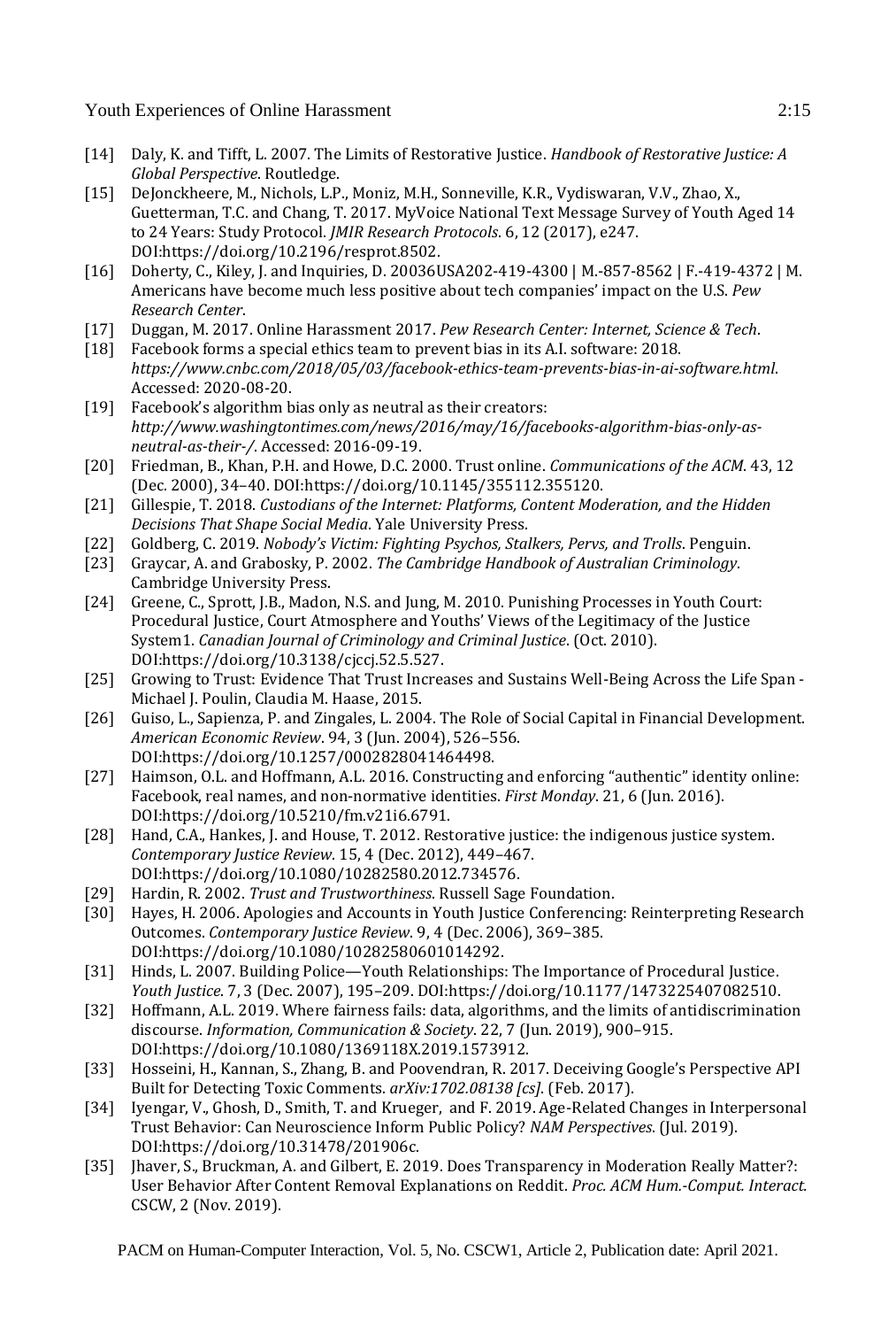[14] Daly, K. and Tifft, L. 2007. The Limits of Restorative Justice. *Handbook of Restorative Justice: A Global Perspective*. Routledge.

[15] DeJonckheere, M., Nichols, L.P., Moniz, M.H., Sonneville, K.R., Vydiswaran, V.V., Zhao, X., Guetterman, T.C. and Chang, T. 2017. MyVoice National Text Message Survey of Youth Aged 14 to 24 Years: Study Protocol. *JMIR Research Protocols*. 6, 12 (2017), e247. DOI:https://doi.org/10.2196/resprot.8502.

[16] Doherty, C., Kiley, J. and Inquiries, D. 20036USA202-419-4300 | M.-857-8562 | F.-419-4372 | M. Americans have become much less positive about tech companies' impact on the U.S. *Pew Research Center*.

[17] Duggan, M. 2017. Online Harassment 2017. *Pew Research Center: Internet, Science & Tech*.

[18] Facebook forms a special ethics team to prevent bias in its A.I. software: 2018. *https://www.cnbc.com/2018/05/03/facebook-ethics-team-prevents-bias-in-ai-software.html*. Accessed: 2020-08-20.

[19] Facebook's algorithm bias only as neutral as their creators: *http://www.washingtontimes.com/news/2016/may/16/facebooks-algorithm-bias-only-as-neutral-as-their-/*. Accessed: 2016-09-19.

[20] Friedman, B., Khan, P.H. and Howe, D.C. 2000. Trust online. *Communications of the ACM*. 43, 12 (Dec. 2000), 34–40. DOI:https://doi.org/10.1145/355112.355120.

[21] Gillespie, T. 2018. *Custodians of the Internet: Platforms, Content Moderation, and the Hidden Decisions That Shape Social Media*. Yale University Press.

[22] Goldberg, C. 2019. *Nobody's Victim: Fighting Psychos, Stalkers, Pervs, and Trolls*. Penguin.

[23] Graycar, A. and Grabosky, P. 2002. *The Cambridge Handbook of Australian Criminology*. Cambridge University Press.

[24] Greene, C., Sprott, J.B., Madon, N.S. and Jung, M. 2010. Punishing Processes in Youth Court: Procedural Justice, Court Atmosphere and Youths' Views of the Legitimacy of the Justice System1. *Canadian Journal of Criminology and Criminal Justice*. (Oct. 2010). DOI:https://doi.org/10.3138/cjccj.52.5.527.

[25] Growing to Trust: Evidence That Trust Increases and Sustains Well-Being Across the Life Span - Michael J. Poulin, Claudia M. Haase, 2015.

[26] Guiso, L., Sapienza, P. and Zingales, L. 2004. The Role of Social Capital in Financial Development. *American Economic Review*. 94, 3 (Jun. 2004), 526–556. DOI:https://doi.org/10.1257/0002828041464498.

[27] Haimson, O.L. and Hoffmann, A.L. 2016. Constructing and enforcing "authentic" identity online: Facebook, real names, and non-normative identities. *First Monday*. 21, 6 (Jun. 2016). DOI:https://doi.org/10.5210/fm.v21i6.6791.

[28] Hand, C.A., Hankes, J. and House, T. 2012. Restorative justice: the indigenous justice system. *Contemporary Justice Review*. 15, 4 (Dec. 2012), 449–467. DOI:https://doi.org/10.1080/10282580.2012.734576.

[29] Hardin, R. 2002. *Trust and Trustworthiness*. Russell Sage Foundation.

[30] Hayes, H. 2006. Apologies and Accounts in Youth Justice Conferencing: Reinterpreting Research Outcomes. *Contemporary Justice Review*. 9, 4 (Dec. 2006), 369–385. DOI:https://doi.org/10.1080/10282580601014292.

[31] Hinds, L. 2007. Building Police—Youth Relationships: The Importance of Procedural Justice. *Youth Justice*. 7, 3 (Dec. 2007), 195–209. DOI:https://doi.org/10.1177/1473225407082510.

[32] Hoffmann, A.L. 2019. Where fairness fails: data, algorithms, and the limits of antidiscrimination discourse. *Information, Communication & Society*. 22, 7 (Jun. 2019), 900–915. DOI:https://doi.org/10.1080/1369118X.2019.1573912.

[33] Hosseini, H., Kannan, S., Zhang, B. and Poovendran, R. 2017. Deceiving Google's Perspective API Built for Detecting Toxic Comments. *arXiv:1702.08138 [cs]*. (Feb. 2017).

[34] Iyengar, V., Ghosh, D., Smith, T. and Krueger, and F. 2019. Age-Related Changes in Interpersonal Trust Behavior: Can Neuroscience Inform Public Policy? *NAM Perspectives*. (Jul. 2019). DOI:https://doi.org/10.31478/201906c.

[35] Jhaver, S., Bruckman, A. and Gilbert, E. 2019. Does Transparency in Moderation Really Matter?: User Behavior After Content Removal Explanations on Reddit. *Proc. ACM Hum.-Comput. Interact.* CSCW, 2 (Nov. 2019).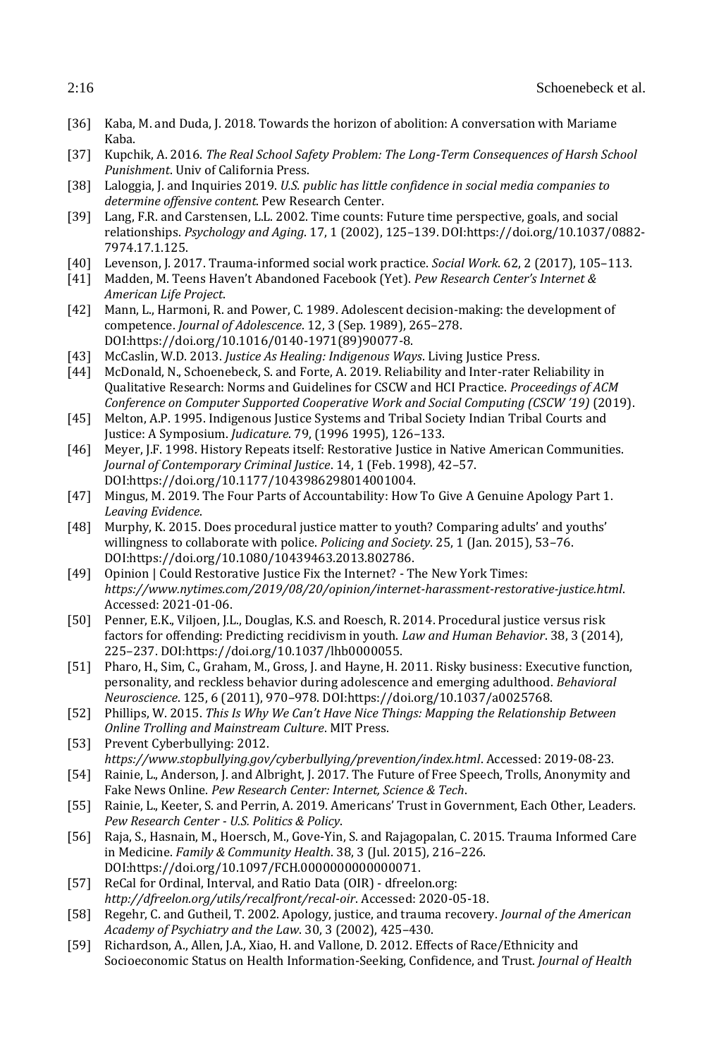[36] Kaba, M. and Duda, J. 2018. Towards the horizon of abolition: A conversation with Mariame Kaba.

[37] Kupchik, A. 2016. *The Real School Safety Problem: The Long-Term Consequences of Harsh School Punishment*. Univ of California Press.

[38] Laloggia, J. and Inquiries 2019. *U.S. public has little confidence in social media companies to determine offensive content*. Pew Research Center.

[39] Lang, F.R. and Carstensen, L.L. 2002. Time counts: Future time perspective, goals, and social relationships. *Psychology and Aging*. 17, 1 (2002), 125–139. DOI:https://doi.org/10.1037/0882-7974.17.1.125.

[40] Levenson, J. 2017. Trauma-informed social work practice. *Social Work*. 62, 2 (2017), 105–113.

[41] Madden, M. Teens Haven't Abandoned Facebook (Yet). *Pew Research Center's Internet & American Life Project*.

[42] Mann, L., Harmoni, R. and Power, C. 1989. Adolescent decision-making: the development of competence. *Journal of Adolescence*. 12, 3 (Sep. 1989), 265–278. DOI:https://doi.org/10.1016/0140-1971(89)90077-8.

[43] McCaslin, W.D. 2013. *Justice As Healing: Indigenous Ways*. Living Justice Press.

[44] McDonald, N., Schoenebeck, S. and Forte, A. 2019. Reliability and Inter-rater Reliability in Qualitative Research: Norms and Guidelines for CSCW and HCI Practice. *Proceedings of ACM Conference on Computer Supported Cooperative Work and Social Computing (CSCW '19)* (2019).

[45] Melton, A.P. 1995. Indigenous Justice Systems and Tribal Society Indian Tribal Courts and Justice: A Symposium. *Judicature*. 79, (1996 1995), 126–133.

[46] Meyer, J.F. 1998. History Repeats itself: Restorative Justice in Native American Communities. *Journal of Contemporary Criminal Justice*. 14, 1 (Feb. 1998), 42–57. DOI:https://doi.org/10.1177/1043986298014001004.

[47] Mingus, M. 2019. The Four Parts of Accountability: How To Give A Genuine Apology Part 1. *Leaving Evidence*.

[48] Murphy, K. 2015. Does procedural justice matter to youth? Comparing adults' and youths' willingness to collaborate with police. *Policing and Society*. 25, 1 (Jan. 2015), 53–76. DOI:https://doi.org/10.1080/10439463.2013.802786.

[49] Opinion | Could Restorative Justice Fix the Internet? - The New York Times: *https://www.nytimes.com/2019/08/20/opinion/internet-harassment-restorative-justice.html*. Accessed: 2021-01-06.

[50] Penner, E.K., Viljoen, J.L., Douglas, K.S. and Roesch, R. 2014. Procedural justice versus risk factors for offending: Predicting recidivism in youth. *Law and Human Behavior*. 38, 3 (2014), 225–237. DOI:https://doi.org/10.1037/lhb0000055.

[51] Pharo, H., Sim, C., Graham, M., Gross, J. and Hayne, H. 2011. Risky business: Executive function, personality, and reckless behavior during adolescence and emerging adulthood. *Behavioral Neuroscience*. 125, 6 (2011), 970–978. DOI:https://doi.org/10.1037/a0025768.

[52] Phillips, W. 2015. *This Is Why We Can't Have Nice Things: Mapping the Relationship Between Online Trolling and Mainstream Culture*. MIT Press.

[53] Prevent Cyberbullying: 2012. *https://www.stopbullying.gov/cyberbullying/prevention/index.html*. Accessed: 2019-08-23.

[54] Rainie, L., Anderson, J. and Albright, J. 2017. The Future of Free Speech, Trolls, Anonymity and Fake News Online. *Pew Research Center: Internet, Science & Tech*.

[55] Rainie, L., Keeter, S. and Perrin, A. 2019. Americans' Trust in Government, Each Other, Leaders. *Pew Research Center - U.S. Politics & Policy*.

[56] Raja, S., Hasnain, M., Hoersch, M., Gove-Yin, S. and Rajagopalan, C. 2015. Trauma Informed Care in Medicine. *Family & Community Health*. 38, 3 (Jul. 2015), 216–226. DOI:https://doi.org/10.1097/FCH.0000000000000071.

[57] ReCal for Ordinal, Interval, and Ratio Data (OIR) - dfreelon.org: *http://dfreelon.org/utils/recalfront/recal-oir*. Accessed: 2020-05-18.

[58] Regehr, C. and Gutheil, T. 2002. Apology, justice, and trauma recovery. *Journal of the American Academy of Psychiatry and the Law*. 30, 3 (2002), 425–430.

[59] Richardson, A., Allen, J.A., Xiao, H. and Vallone, D. 2012. Effects of Race/Ethnicity and Socioeconomic Status on Health Information-Seeking, Confidence, and Trust. *Journal of Health*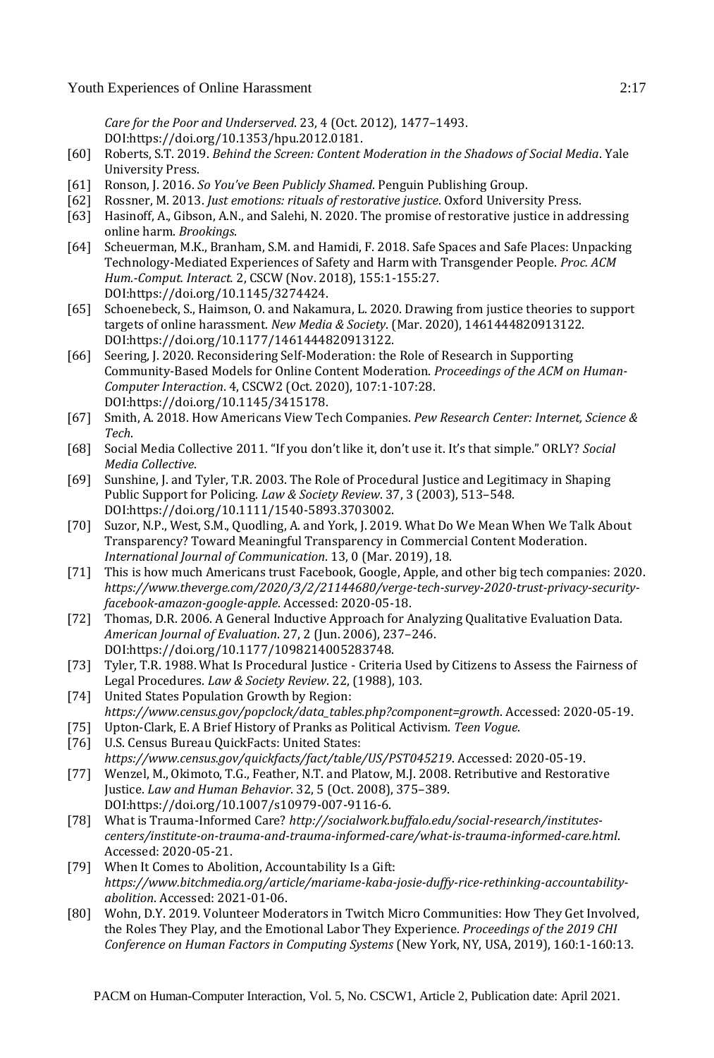*Care for the Poor and Underserved*. 23, 4 (Oct. 2012), 1477–1493. DOI:https://doi.org/10.1353/hpu.2012.0181.

[60] Roberts, S.T. 2019. *Behind the Screen: Content Moderation in the Shadows of Social Media*. Yale University Press.

[61] Ronson, J. 2016. *So You've Been Publicly Shamed*. Penguin Publishing Group.

[62] Rossner, M. 2013. *Just emotions: rituals of restorative justice*. Oxford University Press.

[63] Hasinoff, A., Gibson, A.N., and Salehi, N. 2020. The promise of restorative justice in addressing online harm. *Brookings*.

[64] Scheuerman, M.K., Branham, S.M. and Hamidi, F. 2018. Safe Spaces and Safe Places: Unpacking Technology-Mediated Experiences of Safety and Harm with Transgender People. *Proc. ACM Hum.-Comput. Interact.* 2, CSCW (Nov. 2018), 155:1-155:27. DOI:https://doi.org/10.1145/3274424.

[65] Schoenebeck, S., Haimson, O. and Nakamura, L. 2020. Drawing from justice theories to support targets of online harassment. *New Media & Society*. (Mar. 2020), 1461444820913122. DOI:https://doi.org/10.1177/1461444820913122.

[66] Seering, J. 2020. Reconsidering Self-Moderation: the Role of Research in Supporting Community-Based Models for Online Content Moderation. *Proceedings of the ACM on Human-Computer Interaction*. 4, CSCW2 (Oct. 2020), 107:1-107:28. DOI:https://doi.org/10.1145/3415178.

[67] Smith, A. 2018. How Americans View Tech Companies. *Pew Research Center: Internet, Science & Tech*.

[68] Social Media Collective 2011. "If you don't like it, don't use it. It's that simple." ORLY? *Social Media Collective*.

[69] Sunshine, J. and Tyler, T.R. 2003. The Role of Procedural Justice and Legitimacy in Shaping Public Support for Policing. *Law & Society Review*. 37, 3 (2003), 513–548. DOI:https://doi.org/10.1111/1540-5893.3703002.

[70] Suzor, N.P., West, S.M., Quodling, A. and York, J. 2019. What Do We Mean When We Talk About Transparency? Toward Meaningful Transparency in Commercial Content Moderation. *International Journal of Communication*. 13, 0 (Mar. 2019), 18.

[71] This is how much Americans trust Facebook, Google, Apple, and other big tech companies: 2020. *https://www.theverge.com/2020/3/2/21144680/verge-tech-survey-2020-trust-privacy-security-facebook-amazon-google-apple*. Accessed: 2020-05-18.

[72] Thomas, D.R. 2006. A General Inductive Approach for Analyzing Qualitative Evaluation Data. *American Journal of Evaluation*. 27, 2 (Jun. 2006), 237–246. DOI:https://doi.org/10.1177/1098214005283748.

[73] Tyler, T.R. 1988. What Is Procedural Justice - Criteria Used by Citizens to Assess the Fairness of Legal Procedures. *Law & Society Review*. 22, (1988), 103.

[74] United States Population Growth by Region: *https://www.census.gov/popclock/data_tables.php?component=growth*. Accessed: 2020-05-19.

[75] Upton-Clark, E. A Brief History of Pranks as Political Activism. *Teen Vogue*.

[76] U.S. Census Bureau QuickFacts: United States: *https://www.census.gov/quickfacts/fact/table/US/PST045219*. Accessed: 2020-05-19.

[77] Wenzel, M., Okimoto, T.G., Feather, N.T. and Platow, M.J. 2008. Retributive and Restorative Justice. *Law and Human Behavior*. 32, 5 (Oct. 2008), 375–389. DOI:https://doi.org/10.1007/s10979-007-9116-6.

[78] What is Trauma-Informed Care? *http://socialwork.buffalo.edu/social-research/institutes-centers/institute-on-trauma-and-trauma-informed-care/what-is-trauma-informed-care.html*. Accessed: 2020-05-21.

[79] When It Comes to Abolition, Accountability Is a Gift: *https://www.bitchmedia.org/article/mariame-kaba-josie-duffy-rice-rethinking-accountability-abolition*. Accessed: 2021-01-06.

[80] Wohn, D.Y. 2019. Volunteer Moderators in Twitch Micro Communities: How They Get Involved, the Roles They Play, and the Emotional Labor They Experience. *Proceedings of the 2019 CHI Conference on Human Factors in Computing Systems* (New York, NY, USA, 2019), 160:1-160:13.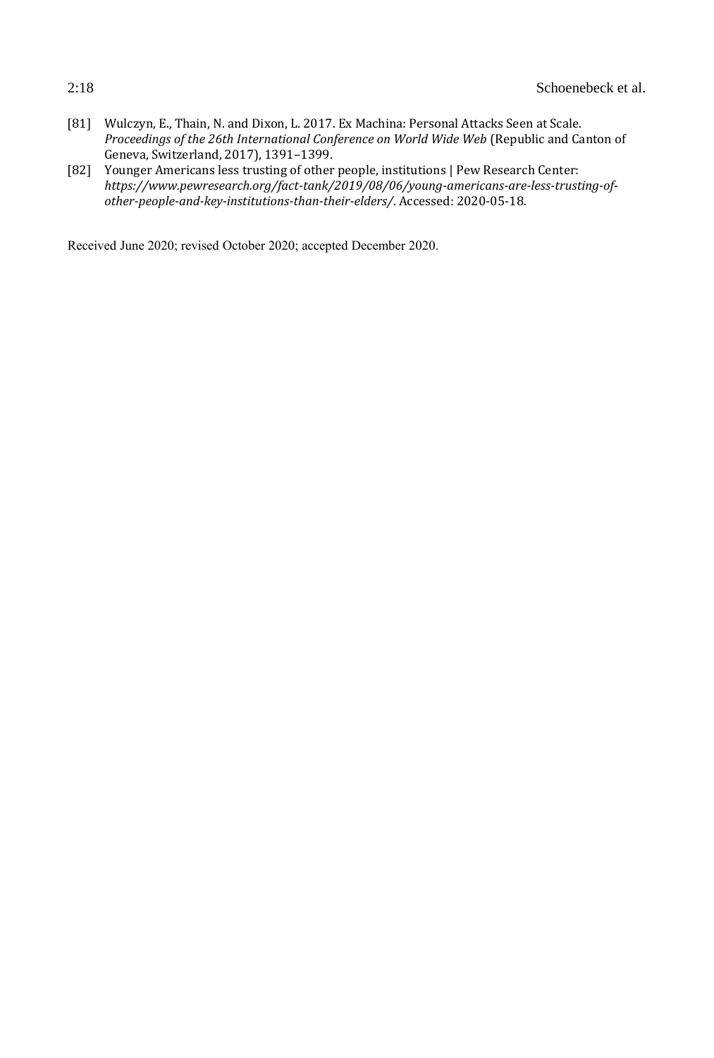[81] Wulczyn, E., Thain, N. and Dixon, L. 2017. Ex Machina: Personal Attacks Seen at Scale. *Proceedings of the 26th International Conference on World Wide Web* (Republic and Canton of Geneva, Switzerland, 2017), 1391–1399.

[82] Younger Americans less trusting of other people, institutions | Pew Research Center: *https://www.pewresearch.org/fact-tank/2019/08/06/young-americans-are-less-trusting-of-other-people-and-key-institutions-than-their-elders/*. Accessed: 2020-05-18.

Received June 2020; revised October 2020; accepted December 2020.